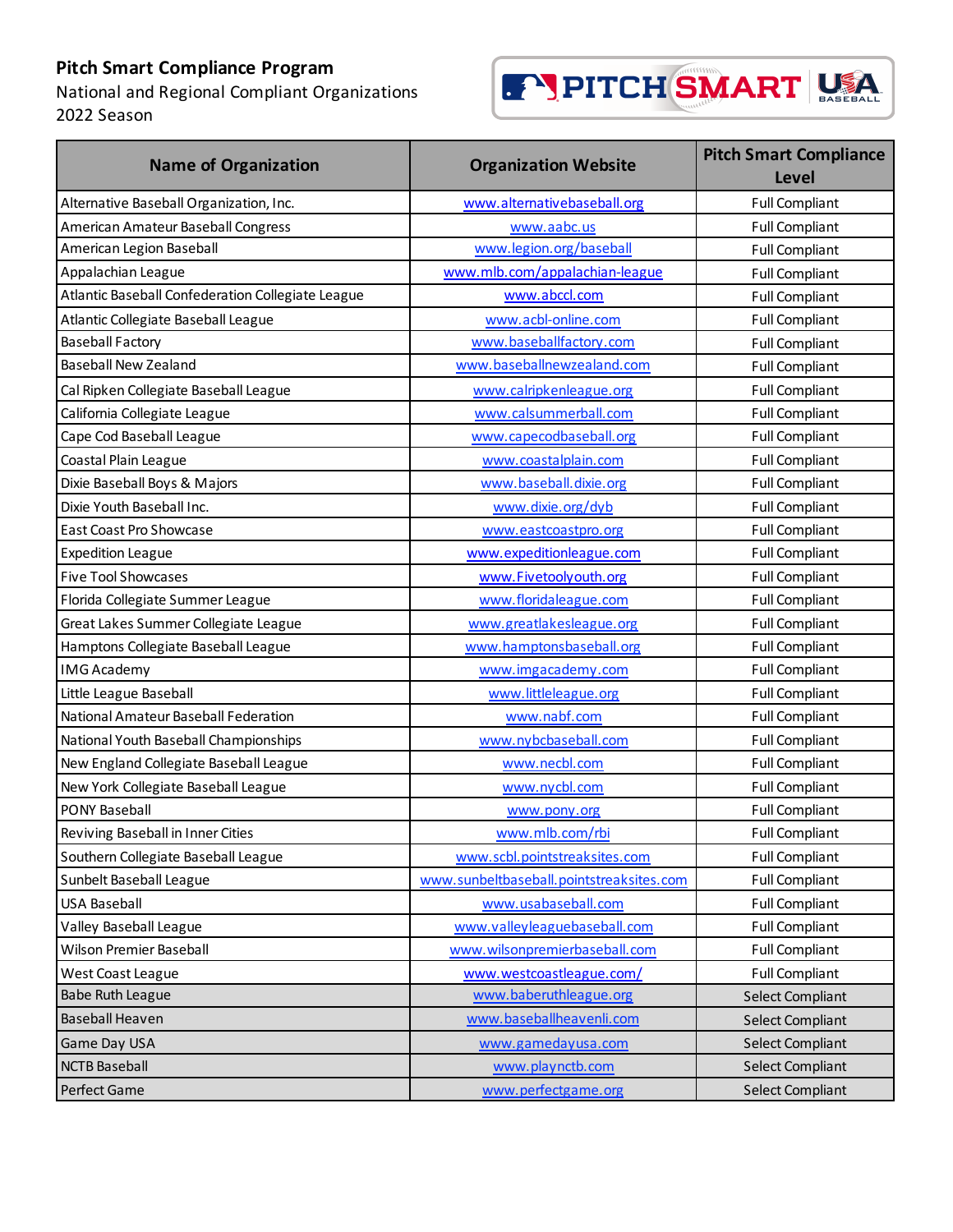# Pitch Smart Compliance Program

National and Regional Compliant Organizations

2022 Season

| Name of Organization | Organization Website | Pitch Smart Compliance Level |
|---|---|---|
| Alternative Baseball Organization, Inc. | www.alternativebaseball.org | Full Compliant |
| American Amateur Baseball Congress | www.aabc.us | Full Compliant |
| American Legion Baseball | www.legion.org/baseball | Full Compliant |
| Appalachian League | www.mlb.com/appalachian-league | Full Compliant |
| Atlantic Baseball Confederation Collegiate League | www.abccl.com | Full Compliant |
| Atlantic Collegiate Baseball League | www.acbl-online.com | Full Compliant |
| Baseball Factory | www.baseballfactory.com | Full Compliant |
| Baseball New Zealand | www.baseballnewzealand.com | Full Compliant |
| Cal Ripken Collegiate Baseball League | www.calripkenleague.org | Full Compliant |
| California Collegiate League | www.calsummerball.com | Full Compliant |
| Cape Cod Baseball League | www.capecodbaseball.org | Full Compliant |
| Coastal Plain League | www.coastalplain.com | Full Compliant |
| Dixie Baseball Boys & Majors | www.baseball.dixie.org | Full Compliant |
| Dixie Youth Baseball Inc. | www.dixie.org/dyb | Full Compliant |
| East Coast Pro Showcase | www.eastcoastpro.org | Full Compliant |
| Expedition League | www.expeditionleague.com | Full Compliant |
| Five Tool Showcases | www.Fivetoolyouth.org | Full Compliant |
| Florida Collegiate Summer League | www.floridaleague.com | Full Compliant |
| Great Lakes Summer Collegiate League | www.greatlakesleague.org | Full Compliant |
| Hamptons Collegiate Baseball League | www.hamptonsbaseball.org | Full Compliant |
| IMG Academy | www.imgacademy.com | Full Compliant |
| Little League Baseball | www.littleleague.org | Full Compliant |
| National Amateur Baseball Federation | www.nabf.com | Full Compliant |
| National Youth Baseball Championships | www.nybcbaseball.com | Full Compliant |
| New England Collegiate Baseball League | www.necbl.com | Full Compliant |
| New York Collegiate Baseball League | www.nycbl.com | Full Compliant |
| PONY Baseball | www.pony.org | Full Compliant |
| Reviving Baseball in Inner Cities | www.mlb.com/rbi | Full Compliant |
| Southern Collegiate Baseball League | www.scbl.pointstreaksites.com | Full Compliant |
| Sunbelt Baseball League | www.sunbeltbaseball.pointstreaksites.com | Full Compliant |
| USA Baseball | www.usabaseball.com | Full Compliant |
| Valley Baseball League | www.valleyleaguebaseball.com | Full Compliant |
| Wilson Premier Baseball | www.wilsonpremierbaseball.com | Full Compliant |
| West Coast League | www.westcoastleague.com/ | Full Compliant |
| Babe Ruth League | www.baberuthleague.org | Select Compliant |
| Baseball Heaven | www.baseballheavenli.com | Select Compliant |
| Game Day USA | www.gamedayusa.com | Select Compliant |
| NCTB Baseball | www.playnctb.com | Select Compliant |
| Perfect Game | www.perfectgame.org | Select Compliant |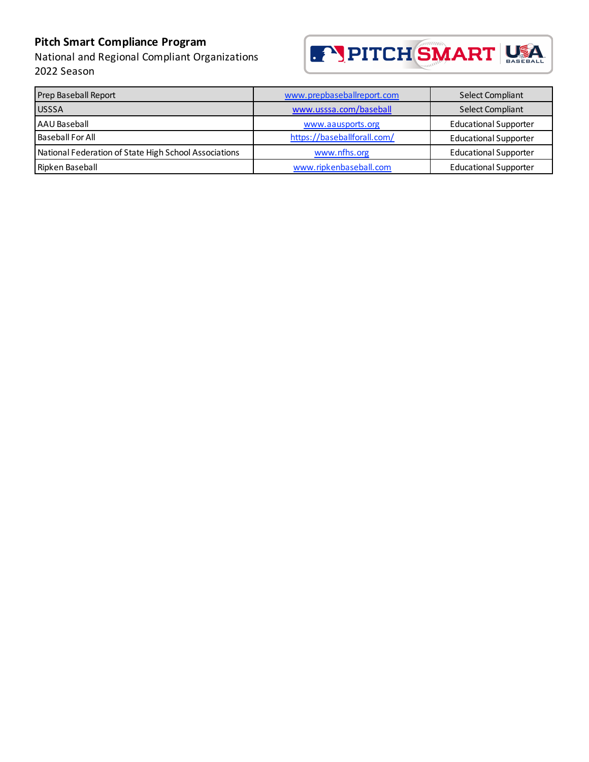**Pitch Smart Compliance Program**

National and Regional Compliant Organizations

2022 Season

| Prep Baseball Report | www.prepbaseballreport.com | Select Compliant |
|---|---|---|
| USSSA | www.usssa.com/baseball | Select Compliant |
| AAU Baseball | www.aausports.org | Educational Supporter |
| Baseball For All | https://baseballforall.com/ | Educational Supporter |
| National Federation of State High School Associations | www.nfhs.org | Educational Supporter |
| Ripken Baseball | www.ripkenbaseball.com | Educational Supporter |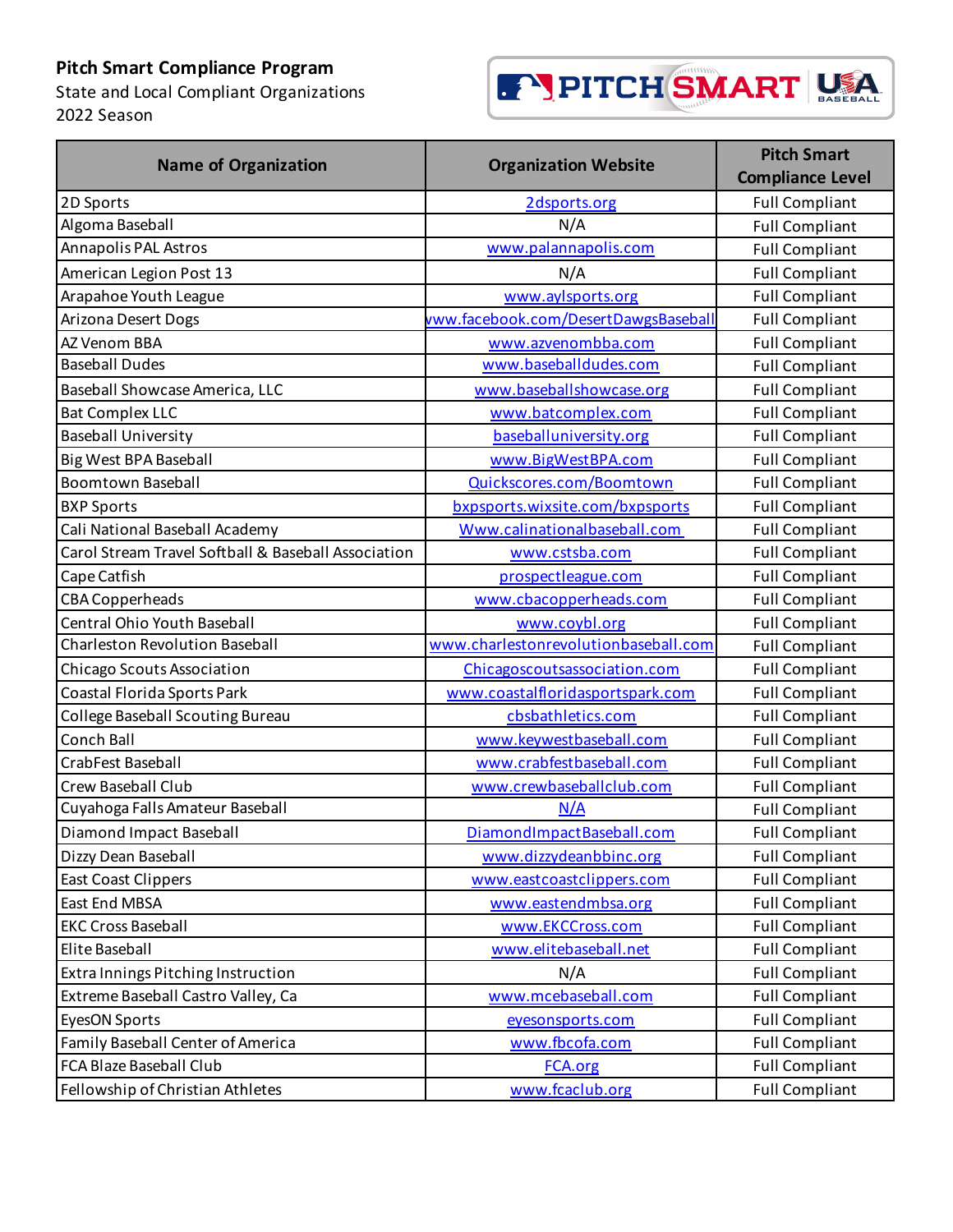**Pitch Smart Compliance Program**

State and Local Compliant Organizations

2022 Season

| Name of Organization | Organization Website | Pitch Smart Compliance Level |
|---|---|---|
| 2D Sports | 2dsports.org | Full Compliant |
| Algoma Baseball | N/A | Full Compliant |
| Annapolis PAL Astros | www.palannapolis.com | Full Compliant |
| American Legion Post 13 | N/A | Full Compliant |
| Arapahoe Youth League | www.aylsports.org | Full Compliant |
| Arizona Desert Dogs | www.facebook.com/DesertDawgsBaseball | Full Compliant |
| AZ Venom BBA | www.azvenombba.com | Full Compliant |
| Baseball Dudes | www.baseballdudes.com | Full Compliant |
| Baseball Showcase America, LLC | www.baseballshowcase.org | Full Compliant |
| Bat Complex LLC | www.batcomplex.com | Full Compliant |
| Baseball University | baseballuniversity.org | Full Compliant |
| Big West BPA Baseball | www.BigWestBPA.com | Full Compliant |
| Boomtown Baseball | Quickscores.com/Boomtown | Full Compliant |
| BXP Sports | bxpsports.wixsite.com/bxpsports | Full Compliant |
| Cali National Baseball Academy | Www.calinationalbaseball.com | Full Compliant |
| Carol Stream Travel Softball & Baseball Association | www.cstsba.com | Full Compliant |
| Cape Catfish | prospectleague.com | Full Compliant |
| CBA Copperheads | www.cbacopperheads.com | Full Compliant |
| Central Ohio Youth Baseball | www.coybl.org | Full Compliant |
| Charleston Revolution Baseball | www.charlestonrevolutionbaseball.com | Full Compliant |
| Chicago Scouts Association | Chicagoscoutsassociation.com | Full Compliant |
| Coastal Florida Sports Park | www.coastalfloridasportspark.com | Full Compliant |
| College Baseball Scouting Bureau | cbsbathletics.com | Full Compliant |
| Conch Ball | www.keywestbaseball.com | Full Compliant |
| CrabFest Baseball | www.crabfestbaseball.com | Full Compliant |
| Crew Baseball Club | www.crewbaseballclub.com | Full Compliant |
| Cuyahoga Falls Amateur Baseball | N/A | Full Compliant |
| Diamond Impact Baseball | DiamondImpactBaseball.com | Full Compliant |
| Dizzy Dean Baseball | www.dizzydeanbbinc.org | Full Compliant |
| East Coast Clippers | www.eastcoastclippers.com | Full Compliant |
| East End MBSA | www.eastendmbsa.org | Full Compliant |
| EKC Cross Baseball | www.EKCCross.com | Full Compliant |
| Elite Baseball | www.elitebaseball.net | Full Compliant |
| Extra Innings Pitching Instruction | N/A | Full Compliant |
| Extreme Baseball Castro Valley, Ca | www.mcebaseball.com | Full Compliant |
| EyesON Sports | eyesonsports.com | Full Compliant |
| Family Baseball Center of America | www.fbcofa.com | Full Compliant |
| FCA Blaze Baseball Club | FCA.org | Full Compliant |
| Fellowship of Christian Athletes | www.fcaclub.org | Full Compliant |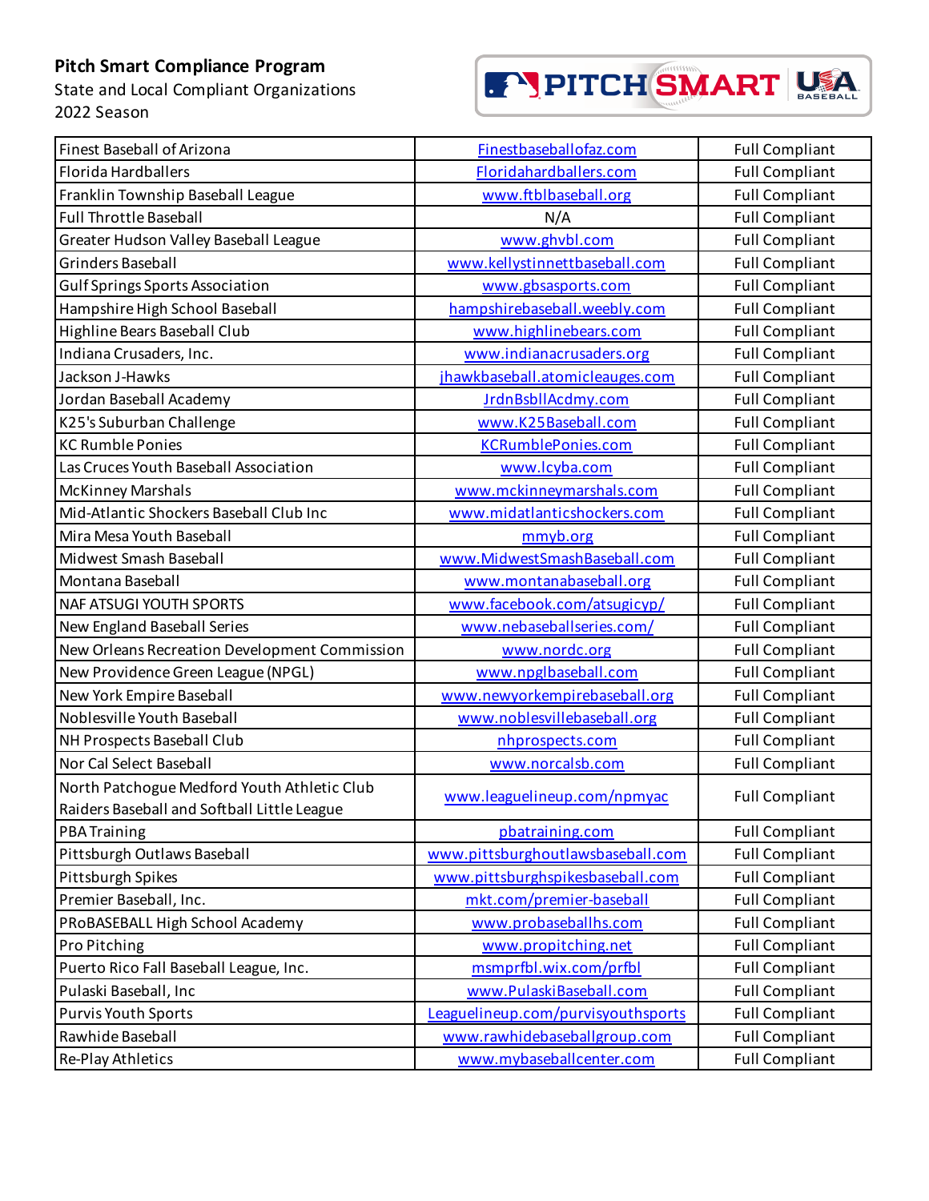**Pitch Smart Compliance Program**
State and Local Compliant Organizations
2022 Season

| | | |
|---|---|---|
| Finest Baseball of Arizona | Finestbaseballofaz.com | Full Compliant |
| Florida Hardballers | Floridahardballers.com | Full Compliant |
| Franklin Township Baseball League | www.ftblbaseball.org | Full Compliant |
| Full Throttle Baseball | N/A | Full Compliant |
| Greater Hudson Valley Baseball League | www.ghvbl.com | Full Compliant |
| Grinders Baseball | www.kellystinnettbaseball.com | Full Compliant |
| Gulf Springs Sports Association | www.gbsasports.com | Full Compliant |
| Hampshire High School Baseball | hampshirebaseball.weebly.com | Full Compliant |
| Highline Bears Baseball Club | www.highlinebears.com | Full Compliant |
| Indiana Crusaders, Inc. | www.indianacrusaders.org | Full Compliant |
| Jackson J-Hawks | jhawkbaseball.atomicleauges.com | Full Compliant |
| Jordan Baseball Academy | JrdnBsbllAcdmy.com | Full Compliant |
| K25's Suburban Challenge | www.K25Baseball.com | Full Compliant |
| KC Rumble Ponies | KCRumblePonies.com | Full Compliant |
| Las Cruces Youth Baseball Association | www.lcyba.com | Full Compliant |
| McKinney Marshals | www.mckinneymarshals.com | Full Compliant |
| Mid-Atlantic Shockers Baseball Club Inc | www.midatlanticshockers.com | Full Compliant |
| Mira Mesa Youth Baseball | mmyb.org | Full Compliant |
| Midwest Smash Baseball | www.MidwestSmashBaseball.com | Full Compliant |
| Montana Baseball | www.montanabaseball.org | Full Compliant |
| NAF ATSUGI YOUTH SPORTS | www.facebook.com/atsugicyp/ | Full Compliant |
| New England Baseball Series | www.nebaseballseries.com/ | Full Compliant |
| New Orleans Recreation Development Commission | www.nordc.org | Full Compliant |
| New Providence Green League (NPGL) | www.npglbaseball.com | Full Compliant |
| New York Empire Baseball | www.newyorkempirebaseball.org | Full Compliant |
| Noblesville Youth Baseball | www.noblesvillebaseball.org | Full Compliant |
| NH Prospects Baseball Club | nhprospects.com | Full Compliant |
| Nor Cal Select Baseball | www.norcalsb.com | Full Compliant |
| North Patchogue Medford Youth Athletic Club Raiders Baseball and Softball Little League | www.leaguelineup.com/npmyac | Full Compliant |
| PBA Training | pbatraining.com | Full Compliant |
| Pittsburgh Outlaws Baseball | www.pittsburghoutlawsbaseball.com | Full Compliant |
| Pittsburgh Spikes | www.pittsburghspikesbaseball.com | Full Compliant |
| Premier Baseball, Inc. | mkt.com/premier-baseball | Full Compliant |
| PRoBASEBALL High School Academy | www.probaseballhs.com | Full Compliant |
| Pro Pitching | www.propitching.net | Full Compliant |
| Puerto Rico Fall Baseball League, Inc. | msmprfbl.wix.com/prfbl | Full Compliant |
| Pulaski Baseball, Inc | www.PulaskiBaseball.com | Full Compliant |
| Purvis Youth Sports | Leaguelineup.com/purvisyouthsports | Full Compliant |
| Rawhide Baseball | www.rawhidebaseballgroup.com | Full Compliant |
| Re-Play Athletics | www.mybaseballcenter.com | Full Compliant |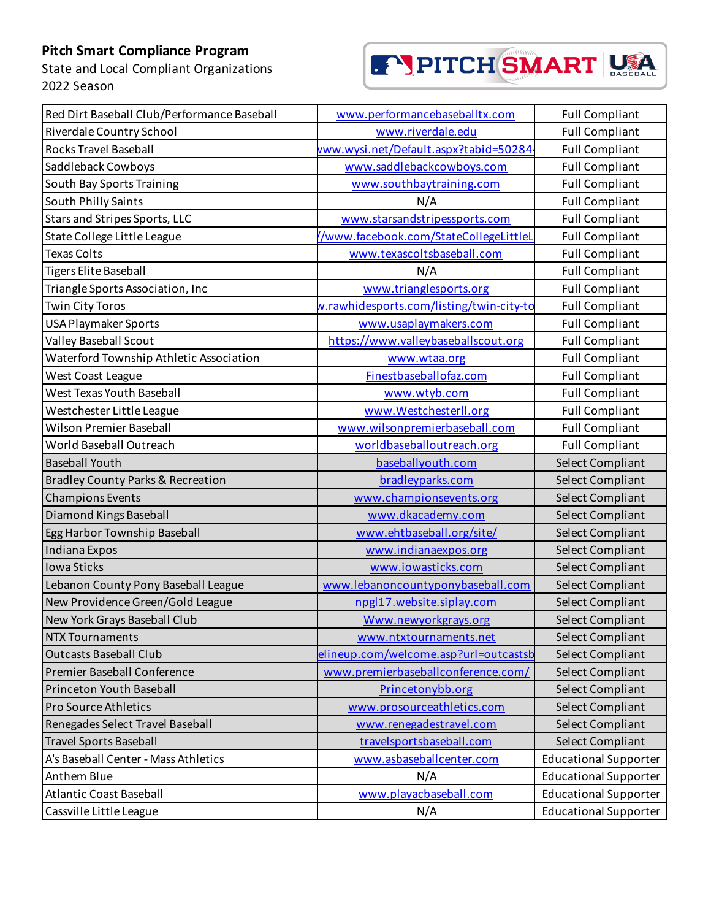**Pitch Smart Compliance Program**

State and Local Compliant Organizations

2022 Season

| | | |
|---|---|---|
| Red Dirt Baseball Club/Performance Baseball | www.performancebaseballtx.com | Full Compliant |
| Riverdale Country School | www.riverdale.edu | Full Compliant |
| Rocks Travel Baseball | www.wysi.net/Default.aspx?tabid=50284 | Full Compliant |
| Saddleback Cowboys | www.saddlebackcowboys.com | Full Compliant |
| South Bay Sports Training | www.southbaytraining.com | Full Compliant |
| South Philly Saints | N/A | Full Compliant |
| Stars and Stripes Sports, LLC | www.starsandstripessports.com | Full Compliant |
| State College Little League | /www.facebook.com/StateCollegeLittleL | Full Compliant |
| Texas Colts | www.texascoltsbaseball.com | Full Compliant |
| Tigers Elite Baseball | N/A | Full Compliant |
| Triangle Sports Association, Inc | www.trianglesports.org | Full Compliant |
| Twin City Toros | w.rawhidesports.com/listing/twin-city-to | Full Compliant |
| USA Playmaker Sports | www.usaplaymakers.com | Full Compliant |
| Valley Baseball Scout | https://www.valleybaseballscout.org | Full Compliant |
| Waterford Township Athletic Association | www.wtaa.org | Full Compliant |
| West Coast League | Finestbaseballofaz.com | Full Compliant |
| West Texas Youth Baseball | www.wtyb.com | Full Compliant |
| Westchester Little League | www.Westchesterll.org | Full Compliant |
| Wilson Premier Baseball | www.wilsonpremierbaseball.com | Full Compliant |
| World Baseball Outreach | worldbaseballoutreach.org | Full Compliant |
| Baseball Youth | baseballyouth.com | Select Compliant |
| Bradley County Parks & Recreation | bradleyparks.com | Select Compliant |
| Champions Events | www.championsevents.org | Select Compliant |
| Diamond Kings Baseball | www.dkacademy.com | Select Compliant |
| Egg Harbor Township Baseball | www.ehtbaseball.org/site/ | Select Compliant |
| Indiana Expos | www.indianaexpos.org | Select Compliant |
| Iowa Sticks | www.iowasticks.com | Select Compliant |
| Lebanon County Pony Baseball League | www.lebanoncountyponybaseball.com | Select Compliant |
| New Providence Green/Gold League | npgl17.website.siplay.com | Select Compliant |
| New York Grays Baseball Club | Www.newyorkgrays.org | Select Compliant |
| NTX Tournaments | www.ntxtournaments.net | Select Compliant |
| Outcasts Baseball Club | elineup.com/welcome.asp?url=outcastsb | Select Compliant |
| Premier Baseball Conference | www.premierbaseballconference.com/ | Select Compliant |
| Princeton Youth Baseball | Princetonybb.org | Select Compliant |
| Pro Source Athletics | www.prosourceathletics.com | Select Compliant |
| Renegades Select Travel Baseball | www.renegadestravel.com | Select Compliant |
| Travel Sports Baseball | travelsportsbaseball.com | Select Compliant |
| A's Baseball Center - Mass Athletics | www.asbaseballcenter.com | Educational Supporter |
| Anthem Blue | N/A | Educational Supporter |
| Atlantic Coast Baseball | www.playacbaseball.com | Educational Supporter |
| Cassville Little League | N/A | Educational Supporter |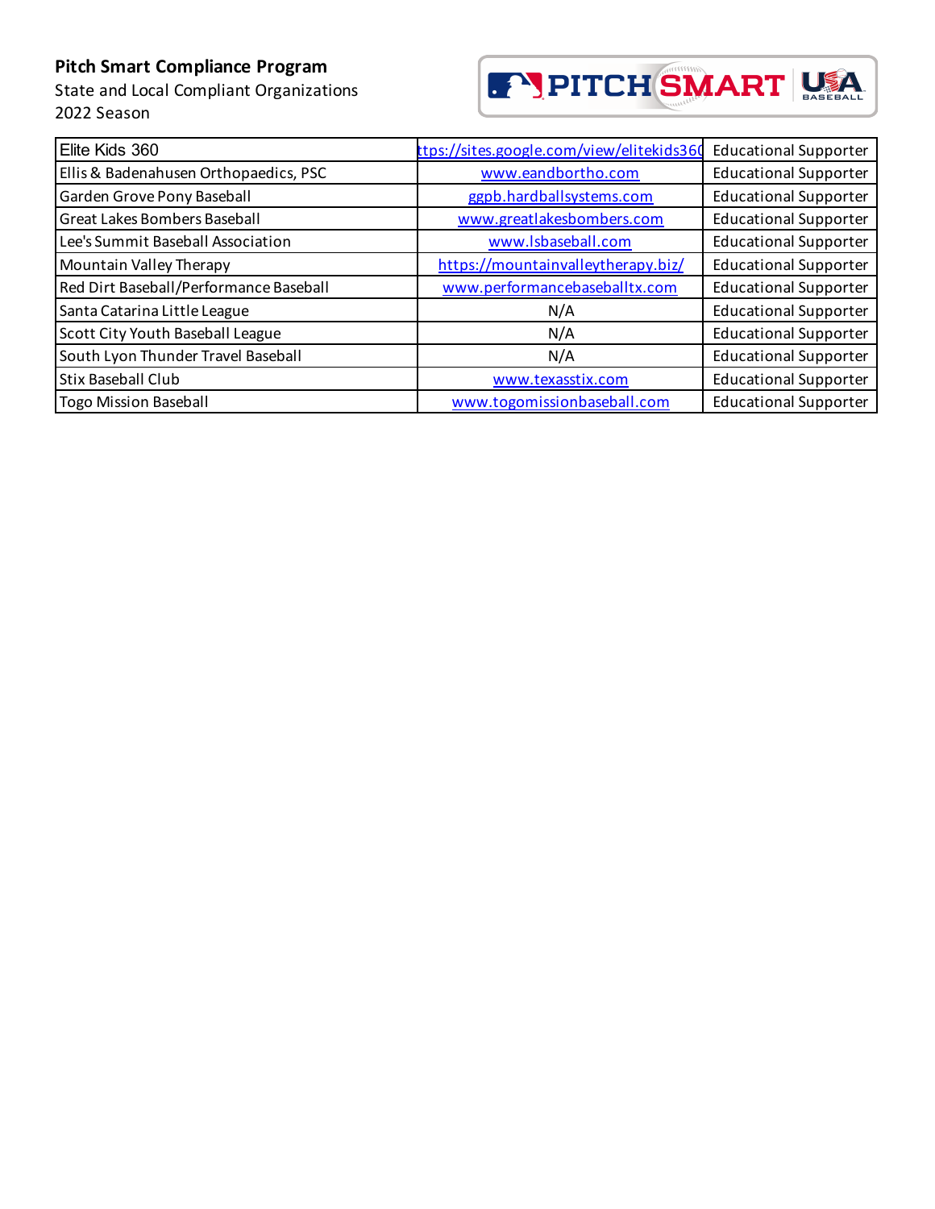**Pitch Smart Compliance Program**

State and Local Compliant Organizations

2022 Season

| | | |
|---|---|---|
| Elite Kids 360 | ttps://sites.google.com/view/elitekids360 | Educational Supporter |
| Ellis & Badenahusen Orthopaedics, PSC | www.eandbortho.com | Educational Supporter |
| Garden Grove Pony Baseball | ggpb.hardballsystems.com | Educational Supporter |
| Great Lakes Bombers Baseball | www.greatlakesbombers.com | Educational Supporter |
| Lee's Summit Baseball Association | www.lsbaseball.com | Educational Supporter |
| Mountain Valley Therapy | https://mountainvalleytherapy.biz/ | Educational Supporter |
| Red Dirt Baseball/Performance Baseball | www.performancebaseballtx.com | Educational Supporter |
| Santa Catarina Little League | N/A | Educational Supporter |
| Scott City Youth Baseball League | N/A | Educational Supporter |
| South Lyon Thunder Travel Baseball | N/A | Educational Supporter |
| Stix Baseball Club | www.texasstix.com | Educational Supporter |
| Togo Mission Baseball | www.togomissionbaseball.com | Educational Supporter |